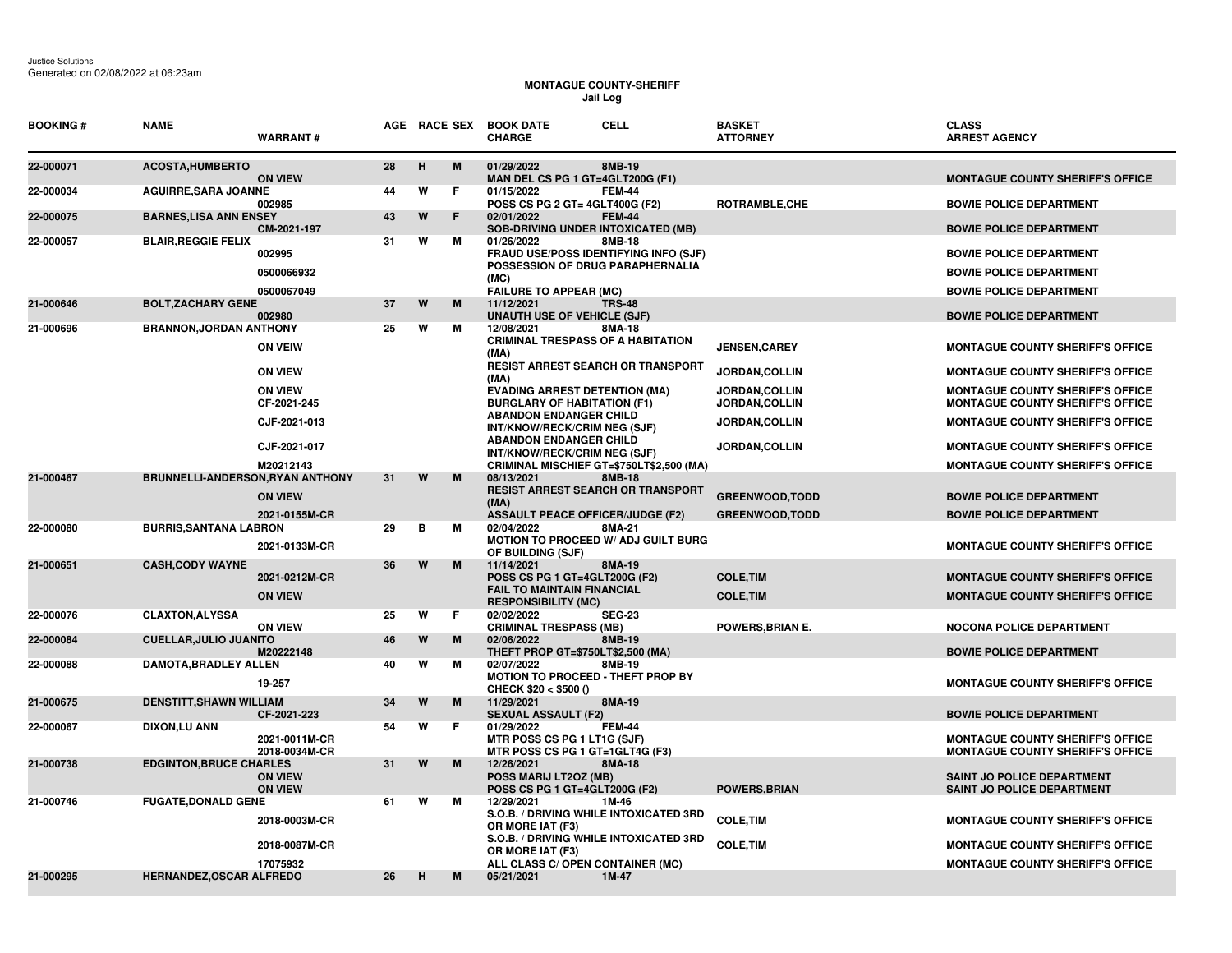Justice Solutions
Generated on 02/08/2022 at 06:23am

# MONTAGUE COUNTY-SHERIFF
## Jail Log

| BOOKING # | NAME | WARRANT # | AGE | RACE | SEX | BOOK DATE / CHARGE | CELL | BASKET / ATTORNEY | CLASS / ARREST AGENCY |
|---|---|---|---|---|---|---|---|---|---|
| 22-000071 | ACOSTA,HUMBERTO | | 28 | H | M | 01/29/2022 | 8MB-19 | | |
| | | ON VIEW | | | | MAN DEL CS PG 1 GT=4GLT200G (F1) | | | MONTAGUE COUNTY SHERIFF'S OFFICE |
| 22-000034 | AGUIRRE,SARA JOANNE | | 44 | W | F | 01/15/2022 | FEM-44 | | |
| | | 002985 | | | | POSS CS PG 2 GT= 4GLT400G (F2) | | ROTRAMBLE,CHE | BOWIE POLICE DEPARTMENT |
| 22-000075 | BARNES,LISA ANN ENSEY | | 43 | W | F | 02/01/2022 | FEM-44 | | |
| | | CM-2021-197 | | | | SOB-DRIVING UNDER INTOXICATED (MB) | | | BOWIE POLICE DEPARTMENT |
| 22-000057 | BLAIR,REGGIE FELIX | | 31 | W | M | 01/26/2022 | 8MB-18 | | |
| | | 002995 | | | | FRAUD USE/POSS IDENTIFYING INFO (SJF) | | | BOWIE POLICE DEPARTMENT |
| | | 0500066932 | | | | POSSESSION OF DRUG PARAPHERNALIA (MC) | | | BOWIE POLICE DEPARTMENT |
| | | 0500067049 | | | | FAILURE TO APPEAR (MC) | | | BOWIE POLICE DEPARTMENT |
| 21-000646 | BOLT,ZACHARY GENE | | 37 | W | M | 11/12/2021 | TRS-48 | | |
| | | 002980 | | | | UNAUTH USE OF VEHICLE (SJF) | | | BOWIE POLICE DEPARTMENT |
| 21-000696 | BRANNON,JORDAN ANTHONY | | 25 | W | M | 12/08/2021 | 8MA-18 | | |
| | | ON VEIW | | | | CRIMINAL TRESPASS OF A HABITATION (MA) | | JENSEN,CAREY | MONTAGUE COUNTY SHERIFF'S OFFICE |
| | | ON VIEW | | | | RESIST ARREST SEARCH OR TRANSPORT (MA) | | JORDAN,COLLIN | MONTAGUE COUNTY SHERIFF'S OFFICE |
| | | ON VIEW | | | | EVADING ARREST DETENTION (MA) | | JORDAN,COLLIN | MONTAGUE COUNTY SHERIFF'S OFFICE |
| | | CF-2021-245 | | | | BURGLARY OF HABITATION (F1) | | JORDAN,COLLIN | MONTAGUE COUNTY SHERIFF'S OFFICE |
| | | CJF-2021-013 | | | | ABANDON ENDANGER CHILD INT/KNOW/RECK/CRIM NEG (SJF) | | JORDAN,COLLIN | MONTAGUE COUNTY SHERIFF'S OFFICE |
| | | CJF-2021-017 | | | | ABANDON ENDANGER CHILD INT/KNOW/RECK/CRIM NEG (SJF) | | JORDAN,COLLIN | MONTAGUE COUNTY SHERIFF'S OFFICE |
| | | M20212143 | | | | CRIMINAL MISCHIEF GT=$750LT$2,500 (MA) | | | MONTAGUE COUNTY SHERIFF'S OFFICE |
| 21-000467 | BRUNNELLI-ANDERSON,RYAN ANTHONY | | 31 | W | M | 08/13/2021 | 8MB-18 | | |
| | | ON VIEW | | | | RESIST ARREST SEARCH OR TRANSPORT (MA) | | GREENWOOD,TODD | BOWIE POLICE DEPARTMENT |
| | | 2021-0155M-CR | | | | ASSAULT PEACE OFFICER/JUDGE (F2) | | GREENWOOD,TODD | BOWIE POLICE DEPARTMENT |
| 22-000080 | BURRIS,SANTANA LABRON | | 29 | B | M | 02/04/2022 | 8MA-21 | | |
| | | 2021-0133M-CR | | | | MOTION TO PROCEED W/ ADJ GUILT BURG OF BUILDING (SJF) | | | MONTAGUE COUNTY SHERIFF'S OFFICE |
| 21-000651 | CASH,CODY WAYNE | | 36 | W | M | 11/14/2021 | 8MA-19 | | |
| | | 2021-0212M-CR | | | | POSS CS PG 1 GT=4GLT200G (F2) | | COLE,TIM | MONTAGUE COUNTY SHERIFF'S OFFICE |
| | | ON VIEW | | | | FAIL TO MAINTAIN FINANCIAL RESPONSIBILITY (MC) | | COLE,TIM | MONTAGUE COUNTY SHERIFF'S OFFICE |
| 22-000076 | CLAXTON,ALYSSA | | 25 | W | F | 02/02/2022 | SEG-23 | | |
| | | ON VIEW | | | | CRIMINAL TRESPASS (MB) | | POWERS,BRIAN E. | NOCONA POLICE DEPARTMENT |
| 22-000084 | CUELLAR,JULIO JUANITO | | 46 | W | M | 02/06/2022 | 8MB-19 | | |
| | | M20222148 | | | | THEFT PROP GT=$750LT$2,500 (MA) | | | BOWIE POLICE DEPARTMENT |
| 22-000088 | DAMOTA,BRADLEY ALLEN | | 40 | W | M | 02/07/2022 | 8MB-19 | | |
| | | 19-257 | | | | MOTION TO PROCEED - THEFT PROP BY CHECK $20 < $500 () | | | MONTAGUE COUNTY SHERIFF'S OFFICE |
| 21-000675 | DENSTITT,SHAWN WILLIAM | | 34 | W | M | 11/29/2021 | 8MA-19 | | |
| | | CF-2021-223 | | | | SEXUAL ASSAULT (F2) | | | BOWIE POLICE DEPARTMENT |
| 22-000067 | DIXON,LU ANN | | 54 | W | F | 01/29/2022 | FEM-44 | | |
| | | 2021-0011M-CR | | | | MTR POSS CS PG 1 LT1G (SJF) | | | MONTAGUE COUNTY SHERIFF'S OFFICE |
| | | 2018-0034M-CR | | | | MTR POSS CS PG 1 GT=1GLT4G (F3) | | | MONTAGUE COUNTY SHERIFF'S OFFICE |
| 21-000738 | EDGINTON,BRUCE CHARLES | | 31 | W | M | 12/26/2021 | 8MA-18 | | |
| | | ON VIEW | | | | POSS MARIJ LT2OZ (MB) | | | SAINT JO POLICE DEPARTMENT |
| | | ON VIEW | | | | POSS CS PG 1 GT=4GLT200G (F2) | | POWERS,BRIAN | SAINT JO POLICE DEPARTMENT |
| 21-000746 | FUGATE,DONALD GENE | | 61 | W | M | 12/29/2021 | 1M-46 | | |
| | | 2018-0003M-CR | | | | S.O.B. / DRIVING WHILE INTOXICATED 3RD OR MORE IAT (F3) | | COLE,TIM | MONTAGUE COUNTY SHERIFF'S OFFICE |
| | | 2018-0087M-CR | | | | S.O.B. / DRIVING WHILE INTOXICATED 3RD OR MORE IAT (F3) | | COLE,TIM | MONTAGUE COUNTY SHERIFF'S OFFICE |
| | | 17075932 | | | | ALL CLASS C/ OPEN CONTAINER (MC) | | | MONTAGUE COUNTY SHERIFF'S OFFICE |
| 21-000295 | HERNANDEZ,OSCAR ALFREDO | | 26 | H | M | 05/21/2021 | 1M-47 | | |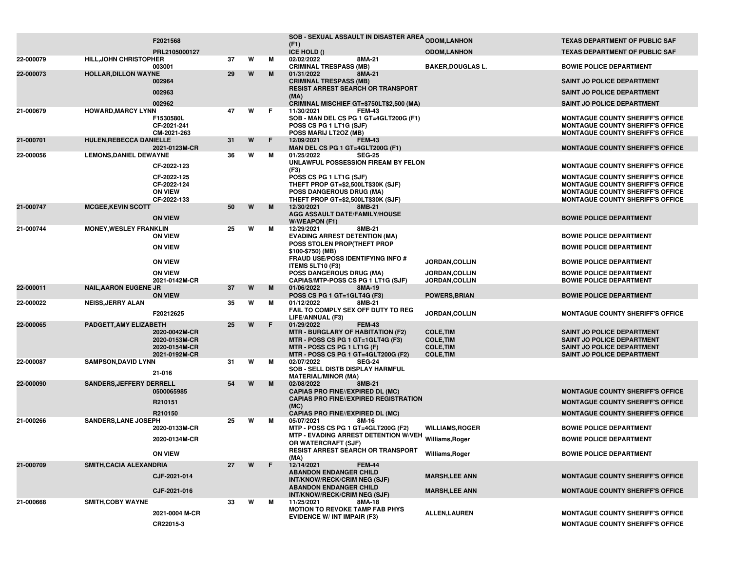| | | | | | | | |
|---|---|---|---|---|---|---|---|
| | F2021568 | | | | SOB - SEXUAL ASSAULT IN DISASTER AREA (F1) | ODOM,LANHON | TEXAS DEPARTMENT OF PUBLIC SAF |
| | PRL2105000127 | | | | ICE HOLD () | ODOM,LANHON | TEXAS DEPARTMENT OF PUBLIC SAF |
| 22-000079 | HILL,JOHN CHRISTOPHER | 37 | W | M | 02/02/2022 8MA-21 | | |
| | 003001 | | | | CRIMINAL TRESPASS (MB) | BAKER,DOUGLAS L. | BOWIE POLICE DEPARTMENT |
| 22-000073 | HOLLAR,DILLON WAYNE | 29 | W | M | 01/31/2022 8MA-21 | | |
| | 002964 | | | | CRIMINAL TRESPASS (MB) | | SAINT JO POLICE DEPARTMENT |
| | 002963 | | | | RESIST ARREST SEARCH OR TRANSPORT (MA) | | SAINT JO POLICE DEPARTMENT |
| | 002962 | | | | CRIMINAL MISCHIEF GT=$750LT$2,500 (MA) | | SAINT JO POLICE DEPARTMENT |
| 21-000679 | HOWARD,MARCY LYNN | 47 | W | F | 11/30/2021 FEM-43 | | |
| | F1530580L | | | | SOB - MAN DEL CS PG 1 GT=4GLT200G (F1) | | MONTAGUE COUNTY SHERIFF'S OFFICE |
| | CF-2021-241 | | | | POSS CS PG 1 LT1G (SJF) | | MONTAGUE COUNTY SHERIFF'S OFFICE |
| | CM-2021-263 | | | | POSS MARIJ LT2OZ (MB) | | MONTAGUE COUNTY SHERIFF'S OFFICE |
| 21-000701 | HULEN,REBECCA DANIELLE | 31 | W | F | 12/09/2021 FEM-43 | | |
| | 2021-0123M-CR | | | | MAN DEL CS PG 1 GT=4GLT200G (F1) | | MONTAGUE COUNTY SHERIFF'S OFFICE |
| 22-000056 | LEMONS,DANIEL DEWAYNE | 36 | W | M | 01/25/2022 SEG-25 | | |
| | CF-2022-123 | | | | UNLAWFUL POSSESSION FIREAM BY FELON (F3) | | MONTAGUE COUNTY SHERIFF'S OFFICE |
| | CF-2022-125 | | | | POSS CS PG 1 LT1G (SJF) | | MONTAGUE COUNTY SHERIFF'S OFFICE |
| | CF-2022-124 | | | | THEFT PROP GT=$2,500LT$30K (SJF) | | MONTAGUE COUNTY SHERIFF'S OFFICE |
| | ON VIEW | | | | POSS DANGEROUS DRUG (MA) | | MONTAGUE COUNTY SHERIFF'S OFFICE |
| | CF-2022-133 | | | | THEFT PROP GT=$2,500LT$30K (SJF) | | MONTAGUE COUNTY SHERIFF'S OFFICE |
| 21-000747 | MCGEE,KEVIN SCOTT | 50 | W | M | 12/30/2021 8MB-21 | | |
| | ON VIEW | | | | AGG ASSAULT DATE/FAMILY/HOUSE W/WEAPON (F1) | | BOWIE POLICE DEPARTMENT |
| 21-000744 | MONEY,WESLEY FRANKLIN | 25 | W | M | 12/29/2021 8MB-21 | | |
| | ON VIEW | | | | EVADING ARREST DETENTION (MA) | | BOWIE POLICE DEPARTMENT |
| | ON VIEW | | | | POSS STOLEN PROP(THEFT PROP $100-$750) (MB) | | BOWIE POLICE DEPARTMENT |
| | ON VIEW | | | | FRAUD USE/POSS IDENTIFYING INFO # ITEMS 5LT10 (F3) | JORDAN,COLLIN | BOWIE POLICE DEPARTMENT |
| | ON VIEW | | | | POSS DANGEROUS DRUG (MA) | JORDAN,COLLIN | BOWIE POLICE DEPARTMENT |
| | 2021-0142M-CR | | | | CAPIAS/MTP-POSS CS PG 1 LT1G (SJF) | JORDAN,COLLIN | BOWIE POLICE DEPARTMENT |
| 22-000011 | NAIL,AARON EUGENE JR | 37 | W | M | 01/06/2022 8MA-19 | | |
| | ON VIEW | | | | POSS CS PG 1 GT=1GLT4G (F3) | POWERS,BRIAN | BOWIE POLICE DEPARTMENT |
| 22-000022 | NEISS,JERRY ALAN | 35 | W | M | 01/12/2022 8MB-21 | | |
| | F20212625 | | | | FAIL TO COMPLY SEX OFF DUTY TO REG LIFE/ANNUAL (F3) | JORDAN,COLLIN | MONTAGUE COUNTY SHERIFF'S OFFICE |
| 22-000065 | PADGETT,AMY ELIZABETH | 25 | W | F | 01/29/2022 FEM-43 | | |
| | 2020-0042M-CR | | | | MTR - BURGLARY OF HABITATION (F2) | COLE,TIM | SAINT JO POLICE DEPARTMENT |
| | 2020-0153M-CR | | | | MTR - POSS CS PG 1 GT=1GLT4G (F3) | COLE,TIM | SAINT JO POLICE DEPARTMENT |
| | 2020-0154M-CR | | | | MTR - POSS CS PG 1 LT1G (F) | COLE,TIM | SAINT JO POLICE DEPARTMENT |
| | 2021-0192M-CR | | | | MTR - POSS CS PG 1 GT=4GLT200G (F2) | COLE,TIM | SAINT JO POLICE DEPARTMENT |
| 22-000087 | SAMPSON,DAVID LYNN | 31 | W | M | 02/07/2022 SEG-24 | | |
| | 21-016 | | | | SOB - SELL DISTB DISPLAY HARMFUL MATERIAL/MINOR (MA) | | |
| 22-000090 | SANDERS,JEFFERY DERRELL | 54 | W | M | 02/08/2022 8MB-21 | | |
| | 0500065985 | | | | CAPIAS PRO FINE//EXPIRED DL (MC) | | MONTAGUE COUNTY SHERIFF'S OFFICE |
| | R210151 | | | | CAPIAS PRO FINE//EXPIRED REGISTRATION (MC) | | MONTAGUE COUNTY SHERIFF'S OFFICE |
| | R210150 | | | | CAPIAS PRO FINE//EXPIRED DL (MC) | | MONTAGUE COUNTY SHERIFF'S OFFICE |
| 21-000266 | SANDERS,LANE JOSEPH | 25 | W | M | 05/07/2021 8M-16 | | |
| | 2020-0133M-CR | | | | MTP - POSS CS PG 1 GT=4GLT200G (F2) | WILLIAMS,ROGER | BOWIE POLICE DEPARTMENT |
| | 2020-0134M-CR | | | | MTP - EVADING ARREST DETENTION W/VEH OR WATERCRAFT (SJF) | Williams,Roger | BOWIE POLICE DEPARTMENT |
| | ON VIEW | | | | RESIST ARREST SEARCH OR TRANSPORT (MA) | Williams,Roger | BOWIE POLICE DEPARTMENT |
| 21-000709 | SMITH,CACIA ALEXANDRIA | 27 | W | F | 12/14/2021 FEM-44 | | |
| | CJF-2021-014 | | | | ABANDON ENDANGER CHILD INT/KNOW/RECK/CRIM NEG (SJF) | MARSH,LEE ANN | MONTAGUE COUNTY SHERIFF'S OFFICE |
| | CJF-2021-016 | | | | ABANDON ENDANGER CHILD INT/KNOW/RECK/CRIM NEG (SJF) | MARSH,LEE ANN | MONTAGUE COUNTY SHERIFF'S OFFICE |
| 21-000668 | SMITH,COBY WAYNE | 33 | W | M | 11/25/2021 8MA-18 | | |
| | 2021-0004 M-CR | | | | MOTION TO REVOKE TAMP FAB PHYS EVIDENCE W/ INT IMPAIR (F3) | ALLEN,LAUREN | MONTAGUE COUNTY SHERIFF'S OFFICE |
| | CR22015-3 | | | | | | MONTAGUE COUNTY SHERIFF'S OFFICE |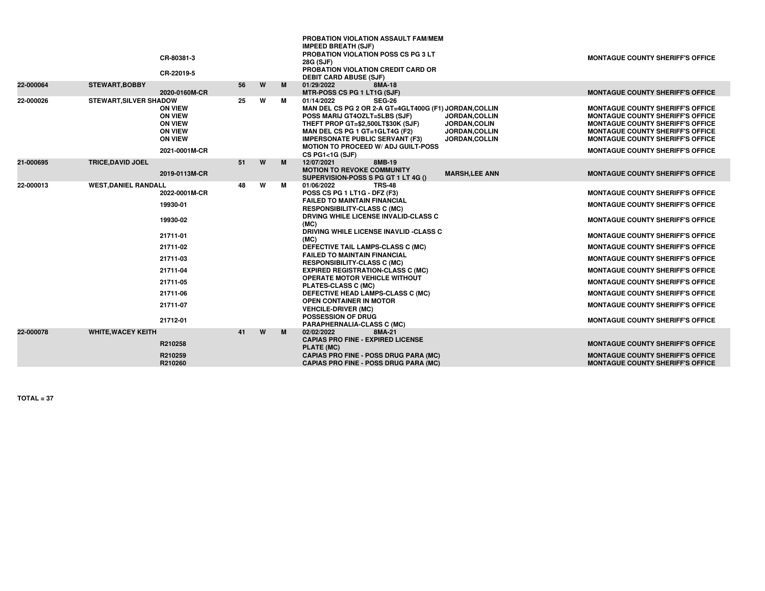| | | | | | | | | |
|---|---|---|---|---|---|---|---|---|
| | | CR-80381-3 | | | | PROBATION VIOLATION ASSAULT FAM/MEM IMPEED BREATH (SJF) | | |
| | | | | | | PROBATION VIOLATION POSS CS PG 3 LT 28G (SJF) | | MONTAGUE COUNTY SHERIFF'S OFFICE |
| | | CR-22019-5 | | | | PROBATION VIOLATION CREDIT CARD OR DEBIT CARD ABUSE (SJF) | | |
| 22-000064 | STEWART,BOBBY | | 56 | W | M | 01/29/2022 8MA-18 | | |
| | | 2020-0160M-CR | | | | MTR-POSS CS PG 1 LT1G (SJF) | | MONTAGUE COUNTY SHERIFF'S OFFICE |
| 22-000026 | STEWART,SILVER SHADOW | | 25 | W | M | 01/14/2022 SEG-26 | | |
| | | ON VIEW | | | | MAN DEL CS PG 2 OR 2-A GT=4GLT400G (F1) | JORDAN,COLLIN | MONTAGUE COUNTY SHERIFF'S OFFICE |
| | | ON VIEW | | | | POSS MARIJ GT4OZLT=5LBS (SJF) | JORDAN,COLLIN | MONTAGUE COUNTY SHERIFF'S OFFICE |
| | | ON VIEW | | | | THEFT PROP GT=$2,500LT$30K (SJF) | JORDAN,COLIN | MONTAGUE COUNTY SHERIFF'S OFFICE |
| | | ON VIEW | | | | MAN DEL CS PG 1 GT=1GLT4G (F2) | JORDAN,COLLIN | MONTAGUE COUNTY SHERIFF'S OFFICE |
| | | ON VIEW | | | | IMPERSONATE PUBLIC SERVANT (F3) | JORDAN,COLLIN | MONTAGUE COUNTY SHERIFF'S OFFICE |
| | | 2021-0001M-CR | | | | MOTION TO PROCEED W/ ADJ GUILT-POSS CS PG1<1G (SJF) | | MONTAGUE COUNTY SHERIFF'S OFFICE |
| 21-000695 | TRICE,DAVID JOEL | | 51 | W | M | 12/07/2021 8MB-19 | | |
| | | 2019-0113M-CR | | | | MOTION TO REVOKE COMMUNITY SUPERVISION-POSS S PG GT 1 LT 4G () | MARSH,LEE ANN | MONTAGUE COUNTY SHERIFF'S OFFICE |
| 22-000013 | WEST,DANIEL RANDALL | | 48 | W | M | 01/06/2022 TRS-48 | | |
| | | 2022-0001M-CR | | | | POSS CS PG 1 LT1G - DFZ (F3) | | MONTAGUE COUNTY SHERIFF'S OFFICE |
| | | 19930-01 | | | | FAILED TO MAINTAIN FINANCIAL RESPONSIBILITY-CLASS C (MC) | | MONTAGUE COUNTY SHERIFF'S OFFICE |
| | | 19930-02 | | | | DRVING WHILE LICENSE INVALID-CLASS C (MC) | | MONTAGUE COUNTY SHERIFF'S OFFICE |
| | | 21711-01 | | | | DRIVING WHILE LICENSE INAVLID -CLASS C (MC) | | MONTAGUE COUNTY SHERIFF'S OFFICE |
| | | 21711-02 | | | | DEFECTIVE TAIL LAMPS-CLASS C (MC) | | MONTAGUE COUNTY SHERIFF'S OFFICE |
| | | 21711-03 | | | | FAILED TO MAINTAIN FINANCIAL RESPONSIBILITY-CLASS C (MC) | | MONTAGUE COUNTY SHERIFF'S OFFICE |
| | | 21711-04 | | | | EXPIRED REGISTRATION-CLASS C (MC) | | MONTAGUE COUNTY SHERIFF'S OFFICE |
| | | 21711-05 | | | | OPERATE MOTOR VEHICLE WITHOUT PLATES-CLASS C (MC) | | MONTAGUE COUNTY SHERIFF'S OFFICE |
| | | 21711-06 | | | | DEFECTIVE HEAD LAMPS-CLASS C (MC) | | MONTAGUE COUNTY SHERIFF'S OFFICE |
| | | 21711-07 | | | | OPEN CONTAINER IN MOTOR VEHCILE-DRIVER (MC) | | MONTAGUE COUNTY SHERIFF'S OFFICE |
| | | 21712-01 | | | | POSSESSION OF DRUG PARAPHERNALIA-CLASS C (MC) | | MONTAGUE COUNTY SHERIFF'S OFFICE |
| 22-000078 | WHITE,WACEY KEITH | | 41 | W | M | 02/02/2022 8MA-21 | | |
| | | R210258 | | | | CAPIAS PRO FINE - EXPIRED LICENSE PLATE (MC) | | MONTAGUE COUNTY SHERIFF'S OFFICE |
| | | R210259 | | | | CAPIAS PRO FINE - POSS DRUG PARA (MC) | | MONTAGUE COUNTY SHERIFF'S OFFICE |
| | | R210260 | | | | CAPIAS PRO FINE - POSS DRUG PARA (MC) | | MONTAGUE COUNTY SHERIFF'S OFFICE |

TOTAL = 37